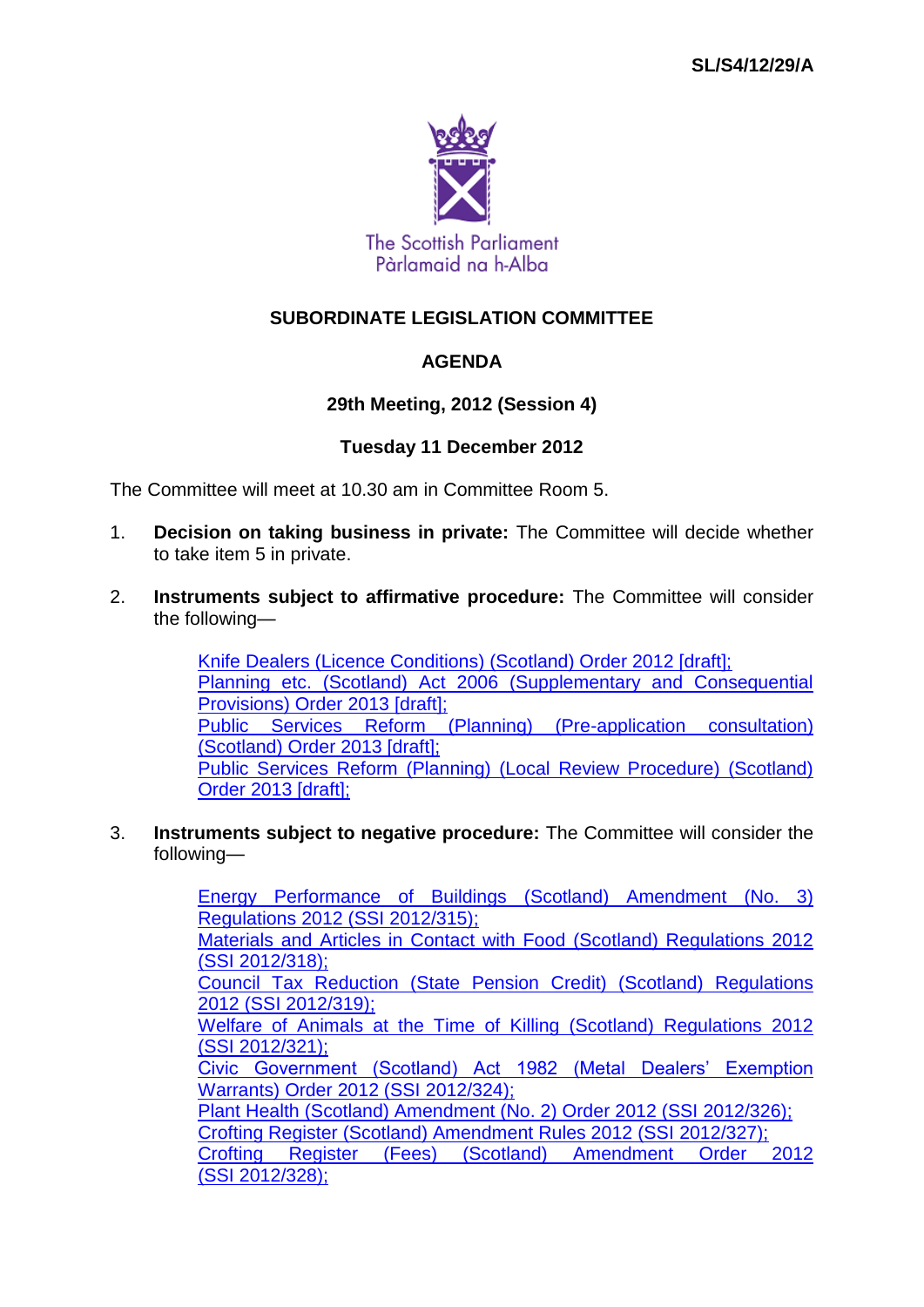SL/S4/12/29/A

The Scottish Parliament
Pàrlamaid na h-Alba

**SUBORDINATE LEGISLATION COMMITTEE**

**AGENDA**

**29th Meeting, 2012 (Session 4)**

**Tuesday 11 December 2012**

The Committee will meet at 10.30 am in Committee Room 5.

1. **Decision on taking business in private:** The Committee will decide whether to take item 5 in private.

2. **Instruments subject to affirmative procedure:** The Committee will consider the following—

   Knife Dealers (Licence Conditions) (Scotland) Order 2012 [draft];
   Planning etc. (Scotland) Act 2006 (Supplementary and Consequential Provisions) Order 2013 [draft];
   Public Services Reform (Planning) (Pre-application consultation) (Scotland) Order 2013 [draft];
   Public Services Reform (Planning) (Local Review Procedure) (Scotland) Order 2013 [draft];

3. **Instruments subject to negative procedure:** The Committee will consider the following—

   Energy Performance of Buildings (Scotland) Amendment (No. 3) Regulations 2012 (SSI 2012/315);
   Materials and Articles in Contact with Food (Scotland) Regulations 2012 (SSI 2012/318);
   Council Tax Reduction (State Pension Credit) (Scotland) Regulations 2012 (SSI 2012/319);
   Welfare of Animals at the Time of Killing (Scotland) Regulations 2012 (SSI 2012/321);
   Civic Government (Scotland) Act 1982 (Metal Dealers' Exemption Warrants) Order 2012 (SSI 2012/324);
   Plant Health (Scotland) Amendment (No. 2) Order 2012 (SSI 2012/326);
   Crofting Register (Scotland) Amendment Rules 2012 (SSI 2012/327);
   Crofting Register (Fees) (Scotland) Amendment Order 2012 (SSI 2012/328);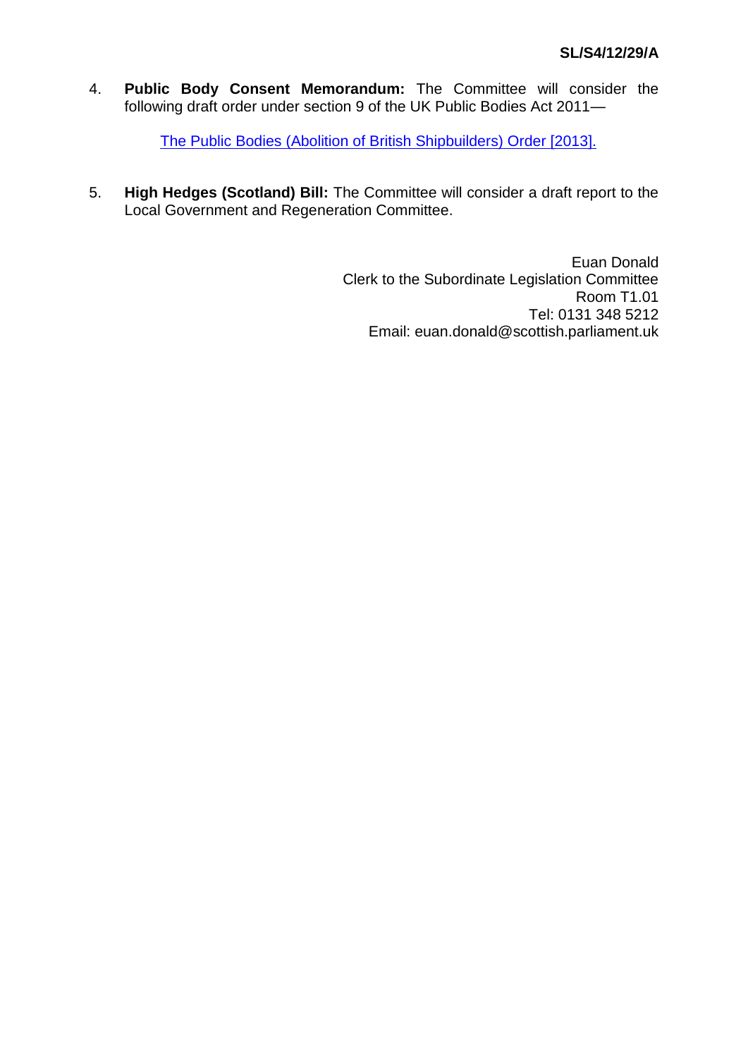4. **Public Body Consent Memorandum:** The Committee will consider the following draft order under section 9 of the UK Public Bodies Act 2011—

   The Public Bodies (Abolition of British Shipbuilders) Order [2013].

5. **High Hedges (Scotland) Bill:** The Committee will consider a draft report to the Local Government and Regeneration Committee.

Euan Donald
Clerk to the Subordinate Legislation Committee
Room T1.01
Tel: 0131 348 5212
Email: euan.donald@scottish.parliament.uk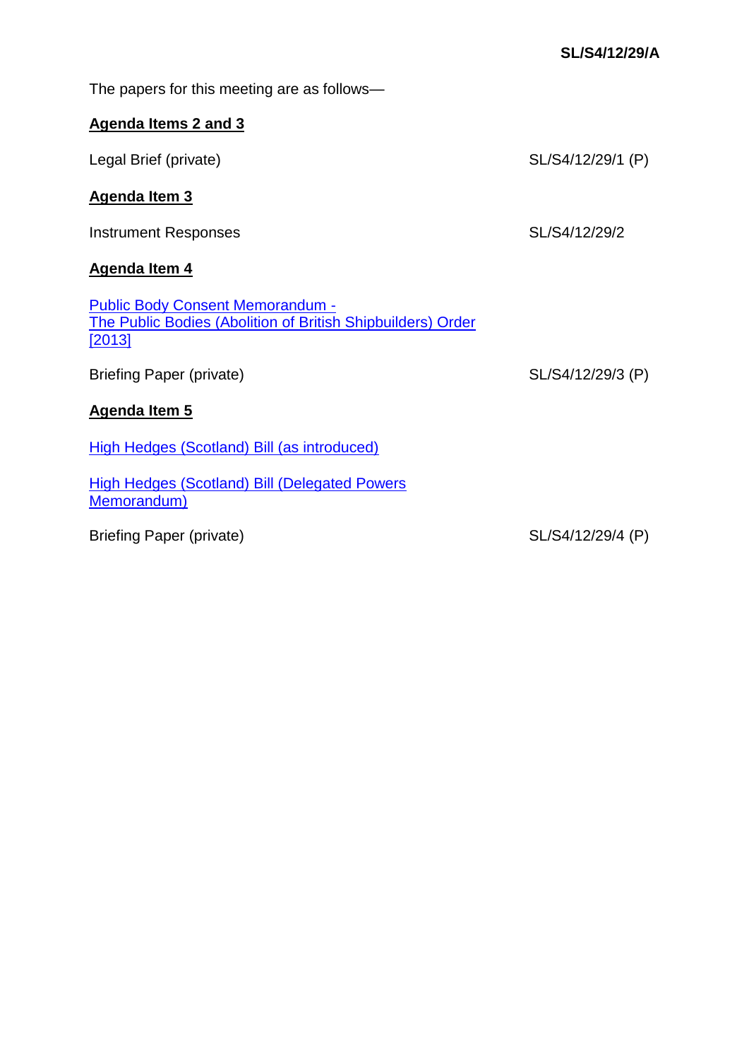**SL/S4/12/29/A**

The papers for this meeting are as follows—

**Agenda Items 2 and 3**

Legal Brief (private) SL/S4/12/29/1 (P)

**Agenda Item 3**

Instrument Responses SL/S4/12/29/2

**Agenda Item 4**

Public Body Consent Memorandum - The Public Bodies (Abolition of British Shipbuilders) Order [2013]

Briefing Paper (private) SL/S4/12/29/3 (P)

**Agenda Item 5**

High Hedges (Scotland) Bill (as introduced)

High Hedges (Scotland) Bill (Delegated Powers Memorandum)

Briefing Paper (private) SL/S4/12/29/4 (P)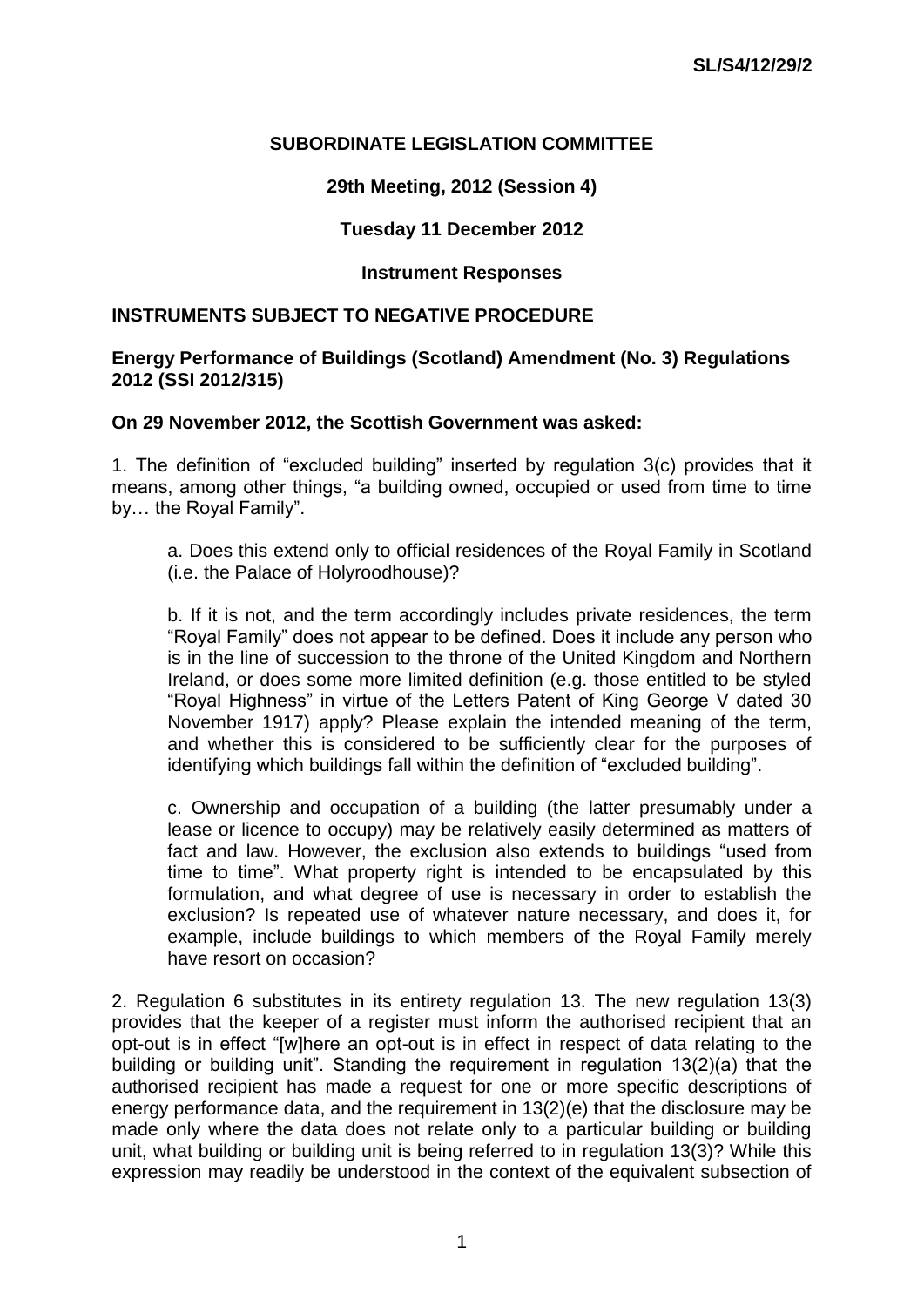**SL/S4/12/29/2**

**SUBORDINATE LEGISLATION COMMITTEE**

**29th Meeting, 2012 (Session 4)**

**Tuesday 11 December 2012**

**Instrument Responses**

**INSTRUMENTS SUBJECT TO NEGATIVE PROCEDURE**

**Energy Performance of Buildings (Scotland) Amendment (No. 3) Regulations 2012 (SSI 2012/315)**

**On 29 November 2012, the Scottish Government was asked:**

1. The definition of "excluded building" inserted by regulation 3(c) provides that it means, among other things, "a building owned, occupied or used from time to time by… the Royal Family".

    a. Does this extend only to official residences of the Royal Family in Scotland (i.e. the Palace of Holyroodhouse)?

    b. If it is not, and the term accordingly includes private residences, the term "Royal Family" does not appear to be defined. Does it include any person who is in the line of succession to the throne of the United Kingdom and Northern Ireland, or does some more limited definition (e.g. those entitled to be styled "Royal Highness" in virtue of the Letters Patent of King George V dated 30 November 1917) apply? Please explain the intended meaning of the term, and whether this is considered to be sufficiently clear for the purposes of identifying which buildings fall within the definition of "excluded building".

    c. Ownership and occupation of a building (the latter presumably under a lease or licence to occupy) may be relatively easily determined as matters of fact and law. However, the exclusion also extends to buildings "used from time to time". What property right is intended to be encapsulated by this formulation, and what degree of use is necessary in order to establish the exclusion? Is repeated use of whatever nature necessary, and does it, for example, include buildings to which members of the Royal Family merely have resort on occasion?

2. Regulation 6 substitutes in its entirety regulation 13. The new regulation 13(3) provides that the keeper of a register must inform the authorised recipient that an opt-out is in effect "[w]here an opt-out is in effect in respect of data relating to the building or building unit". Standing the requirement in regulation 13(2)(a) that the authorised recipient has made a request for one or more specific descriptions of energy performance data, and the requirement in 13(2)(e) that the disclosure may be made only where the data does not relate only to a particular building or building unit, what building or building unit is being referred to in regulation 13(3)? While this expression may readily be understood in the context of the equivalent subsection of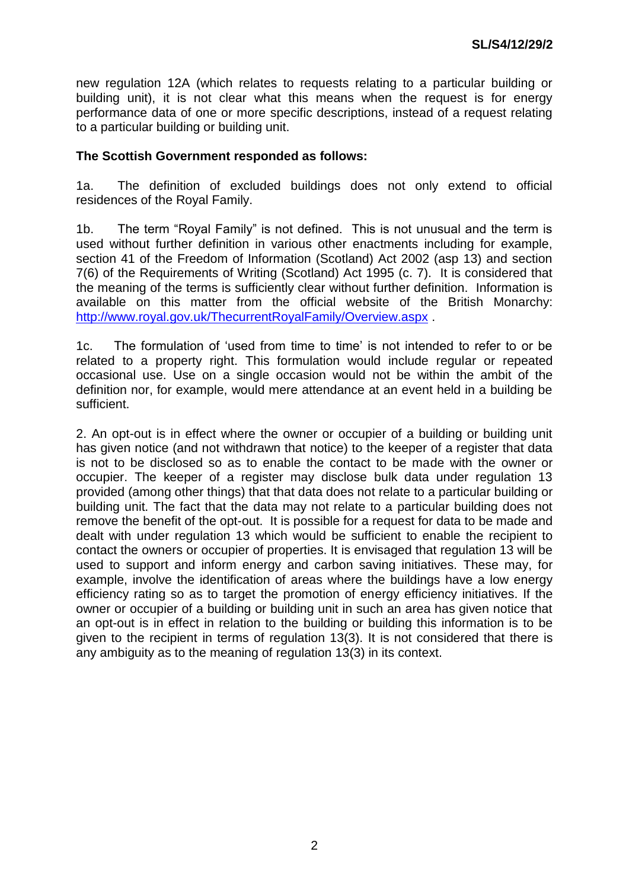new regulation 12A (which relates to requests relating to a particular building or building unit), it is not clear what this means when the request is for energy performance data of one or more specific descriptions, instead of a request relating to a particular building or building unit.

**The Scottish Government responded as follows:**

1a. The definition of excluded buildings does not only extend to official residences of the Royal Family.

1b. The term "Royal Family" is not defined. This is not unusual and the term is used without further definition in various other enactments including for example, section 41 of the Freedom of Information (Scotland) Act 2002 (asp 13) and section 7(6) of the Requirements of Writing (Scotland) Act 1995 (c. 7). It is considered that the meaning of the terms is sufficiently clear without further definition. Information is available on this matter from the official website of the British Monarchy: [http://www.royal.gov.uk/ThecurrentRoyalFamily/Overview.aspx](http://www.royal.gov.uk/ThecurrentRoyalFamily/Overview.aspx) .

1c. The formulation of 'used from time to time' is not intended to refer to or be related to a property right. This formulation would include regular or repeated occasional use. Use on a single occasion would not be within the ambit of the definition nor, for example, would mere attendance at an event held in a building be sufficient.

2. An opt-out is in effect where the owner or occupier of a building or building unit has given notice (and not withdrawn that notice) to the keeper of a register that data is not to be disclosed so as to enable the contact to be made with the owner or occupier. The keeper of a register may disclose bulk data under regulation 13 provided (among other things) that that data does not relate to a particular building or building unit. The fact that the data may not relate to a particular building does not remove the benefit of the opt-out. It is possible for a request for data to be made and dealt with under regulation 13 which would be sufficient to enable the recipient to contact the owners or occupier of properties. It is envisaged that regulation 13 will be used to support and inform energy and carbon saving initiatives. These may, for example, involve the identification of areas where the buildings have a low energy efficiency rating so as to target the promotion of energy efficiency initiatives. If the owner or occupier of a building or building unit in such an area has given notice that an opt-out is in effect in relation to the building or building this information is to be given to the recipient in terms of regulation 13(3). It is not considered that there is any ambiguity as to the meaning of regulation 13(3) in its context.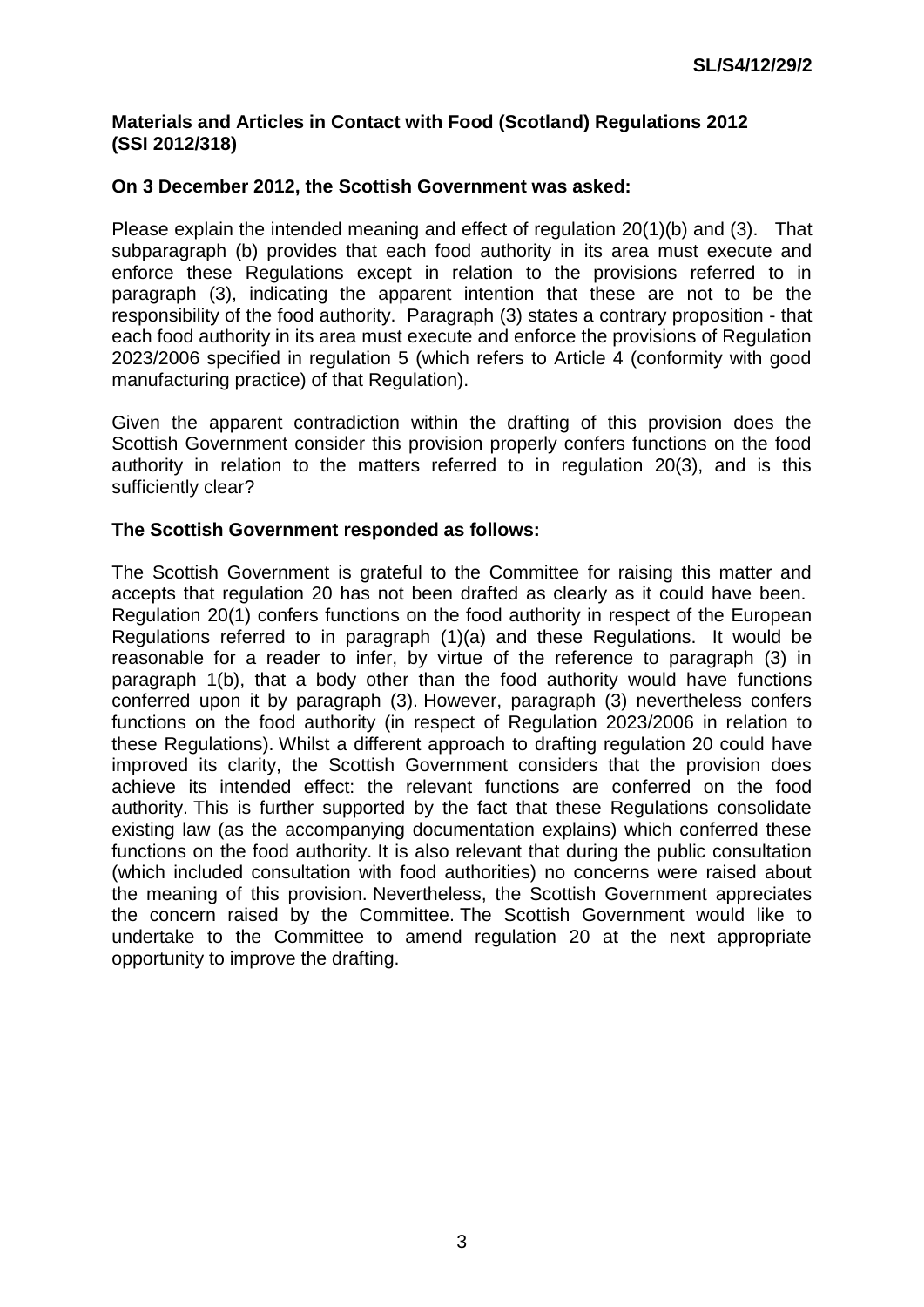**Materials and Articles in Contact with Food (Scotland) Regulations 2012 (SSI 2012/318)**

**On 3 December 2012, the Scottish Government was asked:**

Please explain the intended meaning and effect of regulation 20(1)(b) and (3). That subparagraph (b) provides that each food authority in its area must execute and enforce these Regulations except in relation to the provisions referred to in paragraph (3), indicating the apparent intention that these are not to be the responsibility of the food authority. Paragraph (3) states a contrary proposition - that each food authority in its area must execute and enforce the provisions of Regulation 2023/2006 specified in regulation 5 (which refers to Article 4 (conformity with good manufacturing practice) of that Regulation).

Given the apparent contradiction within the drafting of this provision does the Scottish Government consider this provision properly confers functions on the food authority in relation to the matters referred to in regulation 20(3), and is this sufficiently clear?

**The Scottish Government responded as follows:**

The Scottish Government is grateful to the Committee for raising this matter and accepts that regulation 20 has not been drafted as clearly as it could have been. Regulation 20(1) confers functions on the food authority in respect of the European Regulations referred to in paragraph (1)(a) and these Regulations. It would be reasonable for a reader to infer, by virtue of the reference to paragraph (3) in paragraph 1(b), that a body other than the food authority would have functions conferred upon it by paragraph (3). However, paragraph (3) nevertheless confers functions on the food authority (in respect of Regulation 2023/2006 in relation to these Regulations). Whilst a different approach to drafting regulation 20 could have improved its clarity, the Scottish Government considers that the provision does achieve its intended effect: the relevant functions are conferred on the food authority. This is further supported by the fact that these Regulations consolidate existing law (as the accompanying documentation explains) which conferred these functions on the food authority. It is also relevant that during the public consultation (which included consultation with food authorities) no concerns were raised about the meaning of this provision. Nevertheless, the Scottish Government appreciates the concern raised by the Committee. The Scottish Government would like to undertake to the Committee to amend regulation 20 at the next appropriate opportunity to improve the drafting.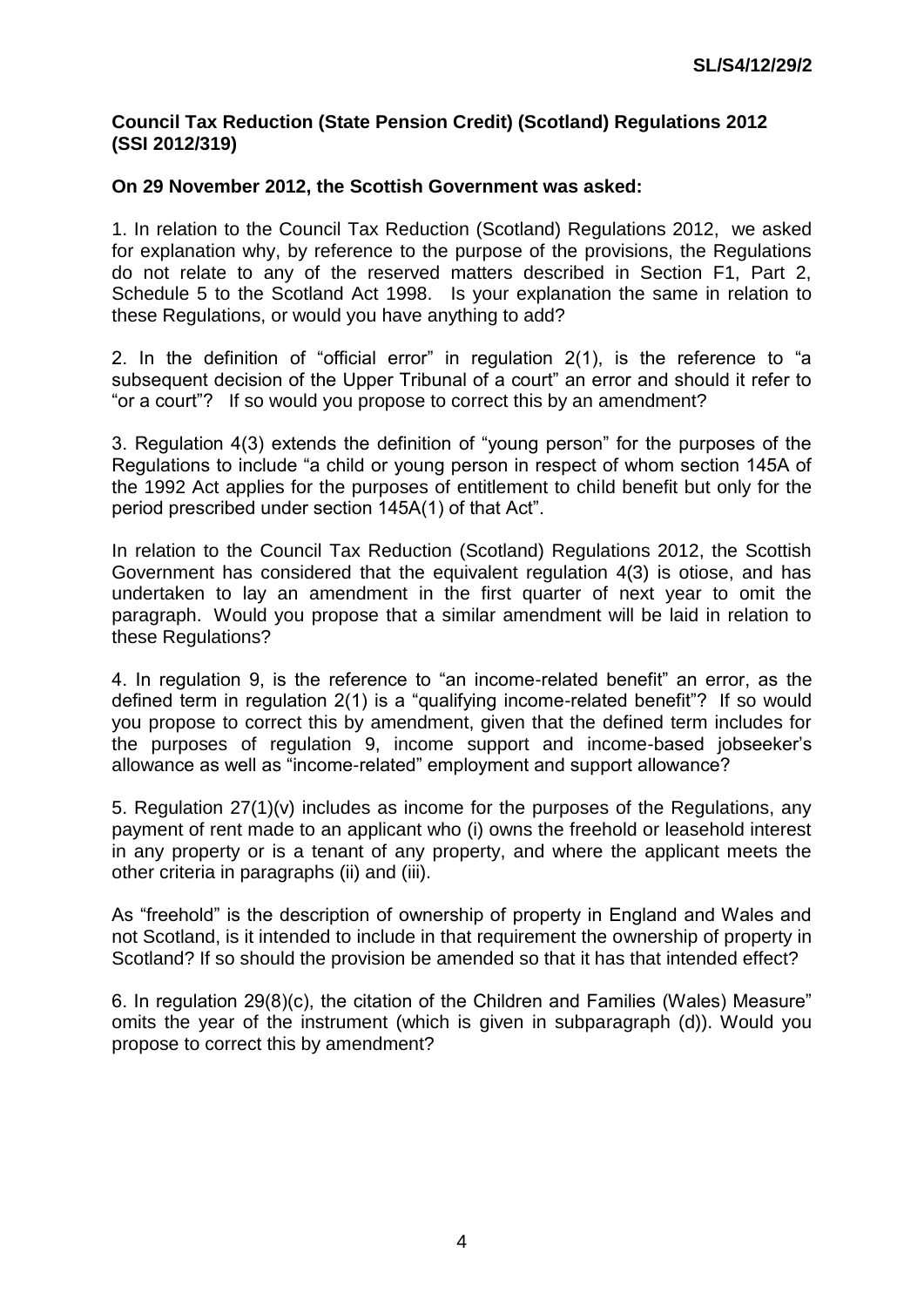**Council Tax Reduction (State Pension Credit) (Scotland) Regulations 2012 (SSI 2012/319)**

**On 29 November 2012, the Scottish Government was asked:**

1. In relation to the Council Tax Reduction (Scotland) Regulations 2012, we asked for explanation why, by reference to the purpose of the provisions, the Regulations do not relate to any of the reserved matters described in Section F1, Part 2, Schedule 5 to the Scotland Act 1998. Is your explanation the same in relation to these Regulations, or would you have anything to add?

2. In the definition of "official error" in regulation 2(1), is the reference to "a subsequent decision of the Upper Tribunal of a court" an error and should it refer to "or a court"? If so would you propose to correct this by an amendment?

3. Regulation 4(3) extends the definition of "young person" for the purposes of the Regulations to include "a child or young person in respect of whom section 145A of the 1992 Act applies for the purposes of entitlement to child benefit but only for the period prescribed under section 145A(1) of that Act".

In relation to the Council Tax Reduction (Scotland) Regulations 2012, the Scottish Government has considered that the equivalent regulation 4(3) is otiose, and has undertaken to lay an amendment in the first quarter of next year to omit the paragraph. Would you propose that a similar amendment will be laid in relation to these Regulations?

4. In regulation 9, is the reference to "an income-related benefit" an error, as the defined term in regulation 2(1) is a "qualifying income-related benefit"? If so would you propose to correct this by amendment, given that the defined term includes for the purposes of regulation 9, income support and income-based jobseeker's allowance as well as "income-related" employment and support allowance?

5. Regulation 27(1)(v) includes as income for the purposes of the Regulations, any payment of rent made to an applicant who (i) owns the freehold or leasehold interest in any property or is a tenant of any property, and where the applicant meets the other criteria in paragraphs (ii) and (iii).

As "freehold" is the description of ownership of property in England and Wales and not Scotland, is it intended to include in that requirement the ownership of property in Scotland? If so should the provision be amended so that it has that intended effect?

6. In regulation 29(8)(c), the citation of the Children and Families (Wales) Measure" omits the year of the instrument (which is given in subparagraph (d)). Would you propose to correct this by amendment?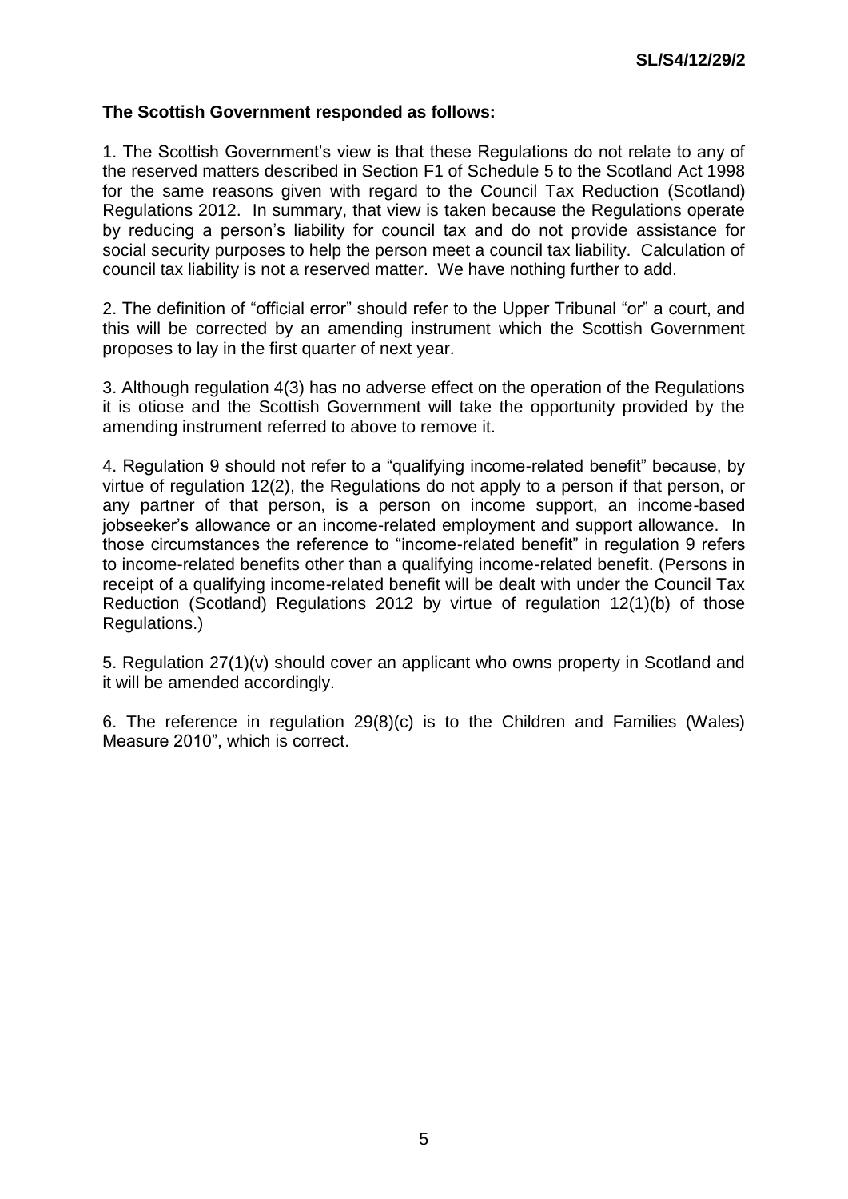**The Scottish Government responded as follows:**

1. The Scottish Government's view is that these Regulations do not relate to any of the reserved matters described in Section F1 of Schedule 5 to the Scotland Act 1998 for the same reasons given with regard to the Council Tax Reduction (Scotland) Regulations 2012. In summary, that view is taken because the Regulations operate by reducing a person's liability for council tax and do not provide assistance for social security purposes to help the person meet a council tax liability. Calculation of council tax liability is not a reserved matter. We have nothing further to add.

2. The definition of "official error" should refer to the Upper Tribunal "or" a court, and this will be corrected by an amending instrument which the Scottish Government proposes to lay in the first quarter of next year.

3. Although regulation 4(3) has no adverse effect on the operation of the Regulations it is otiose and the Scottish Government will take the opportunity provided by the amending instrument referred to above to remove it.

4. Regulation 9 should not refer to a "qualifying income-related benefit" because, by virtue of regulation 12(2), the Regulations do not apply to a person if that person, or any partner of that person, is a person on income support, an income-based jobseeker's allowance or an income-related employment and support allowance. In those circumstances the reference to "income-related benefit" in regulation 9 refers to income-related benefits other than a qualifying income-related benefit. (Persons in receipt of a qualifying income-related benefit will be dealt with under the Council Tax Reduction (Scotland) Regulations 2012 by virtue of regulation 12(1)(b) of those Regulations.)

5. Regulation 27(1)(v) should cover an applicant who owns property in Scotland and it will be amended accordingly.

6. The reference in regulation 29(8)(c) is to the Children and Families (Wales) Measure 2010", which is correct.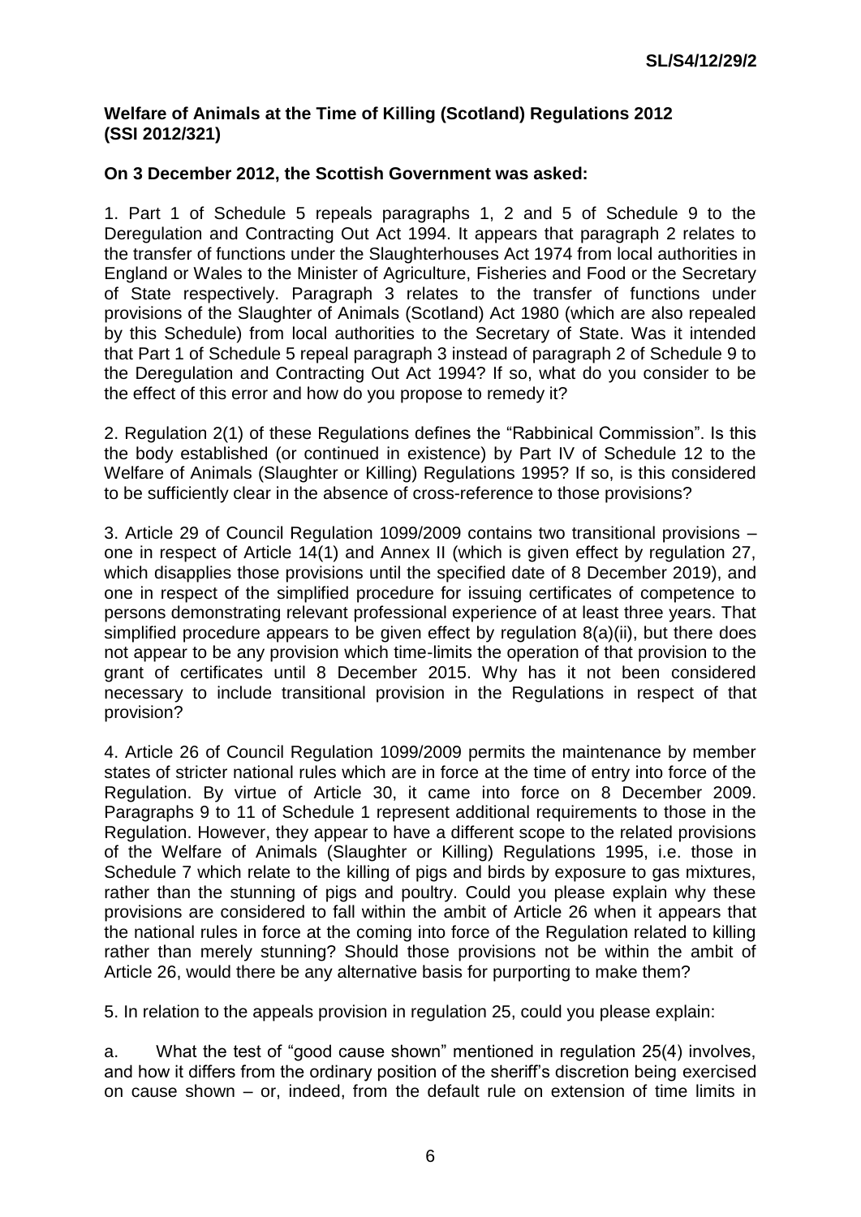**Welfare of Animals at the Time of Killing (Scotland) Regulations 2012 (SSI 2012/321)**

**On 3 December 2012, the Scottish Government was asked:**

1. Part 1 of Schedule 5 repeals paragraphs 1, 2 and 5 of Schedule 9 to the Deregulation and Contracting Out Act 1994. It appears that paragraph 2 relates to the transfer of functions under the Slaughterhouses Act 1974 from local authorities in England or Wales to the Minister of Agriculture, Fisheries and Food or the Secretary of State respectively. Paragraph 3 relates to the transfer of functions under provisions of the Slaughter of Animals (Scotland) Act 1980 (which are also repealed by this Schedule) from local authorities to the Secretary of State. Was it intended that Part 1 of Schedule 5 repeal paragraph 3 instead of paragraph 2 of Schedule 9 to the Deregulation and Contracting Out Act 1994? If so, what do you consider to be the effect of this error and how do you propose to remedy it?

2. Regulation 2(1) of these Regulations defines the "Rabbinical Commission". Is this the body established (or continued in existence) by Part IV of Schedule 12 to the Welfare of Animals (Slaughter or Killing) Regulations 1995? If so, is this considered to be sufficiently clear in the absence of cross-reference to those provisions?

3. Article 29 of Council Regulation 1099/2009 contains two transitional provisions – one in respect of Article 14(1) and Annex II (which is given effect by regulation 27, which disapplies those provisions until the specified date of 8 December 2019), and one in respect of the simplified procedure for issuing certificates of competence to persons demonstrating relevant professional experience of at least three years. That simplified procedure appears to be given effect by regulation 8(a)(ii), but there does not appear to be any provision which time-limits the operation of that provision to the grant of certificates until 8 December 2015. Why has it not been considered necessary to include transitional provision in the Regulations in respect of that provision?

4. Article 26 of Council Regulation 1099/2009 permits the maintenance by member states of stricter national rules which are in force at the time of entry into force of the Regulation. By virtue of Article 30, it came into force on 8 December 2009. Paragraphs 9 to 11 of Schedule 1 represent additional requirements to those in the Regulation. However, they appear to have a different scope to the related provisions of the Welfare of Animals (Slaughter or Killing) Regulations 1995, i.e. those in Schedule 7 which relate to the killing of pigs and birds by exposure to gas mixtures, rather than the stunning of pigs and poultry. Could you please explain why these provisions are considered to fall within the ambit of Article 26 when it appears that the national rules in force at the coming into force of the Regulation related to killing rather than merely stunning? Should those provisions not be within the ambit of Article 26, would there be any alternative basis for purporting to make them?

5. In relation to the appeals provision in regulation 25, could you please explain:

a. What the test of "good cause shown" mentioned in regulation 25(4) involves, and how it differs from the ordinary position of the sheriff's discretion being exercised on cause shown – or, indeed, from the default rule on extension of time limits in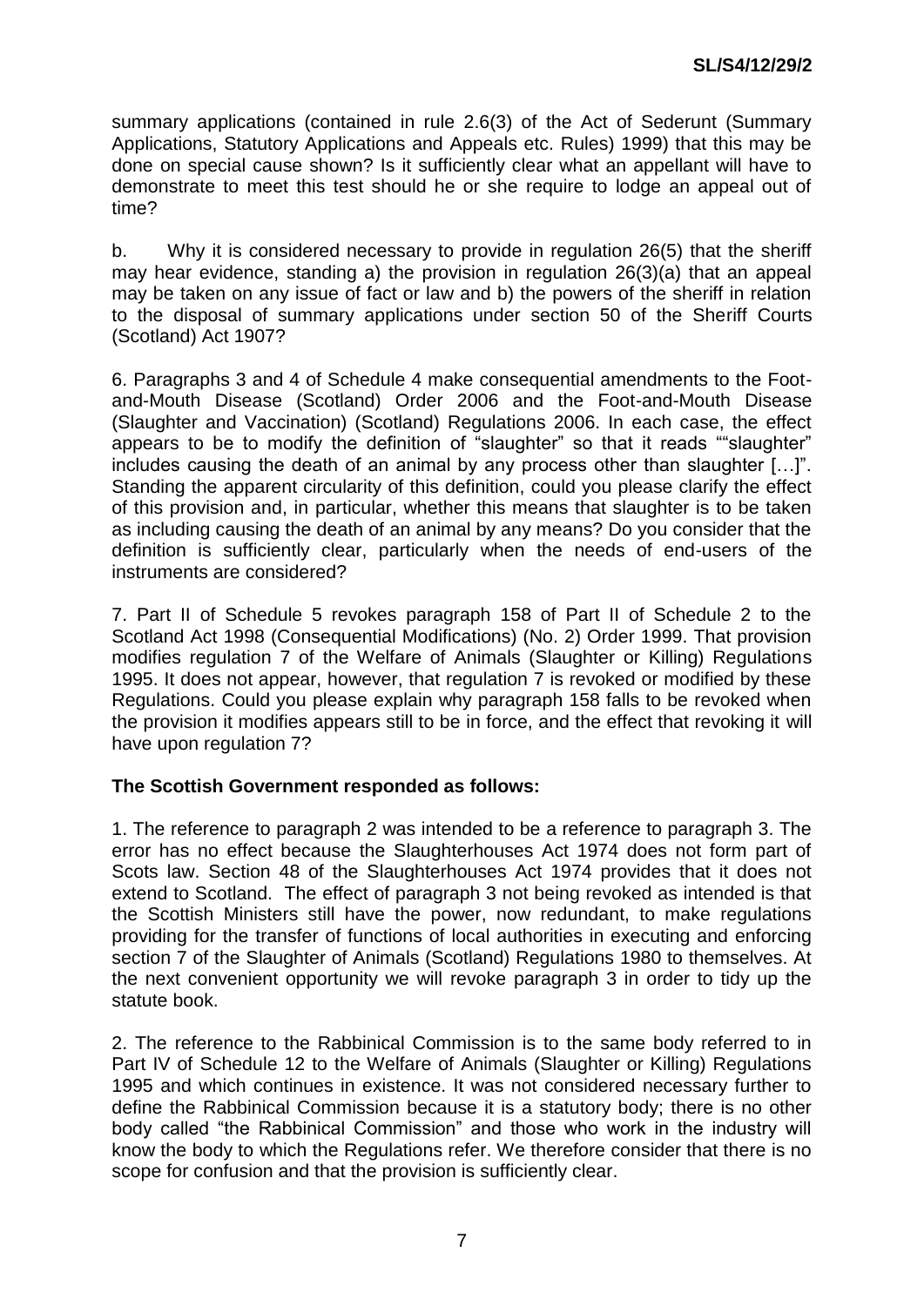summary applications (contained in rule 2.6(3) of the Act of Sederunt (Summary Applications, Statutory Applications and Appeals etc. Rules) 1999) that this may be done on special cause shown? Is it sufficiently clear what an appellant will have to demonstrate to meet this test should he or she require to lodge an appeal out of time?

b. Why it is considered necessary to provide in regulation 26(5) that the sheriff may hear evidence, standing a) the provision in regulation 26(3)(a) that an appeal may be taken on any issue of fact or law and b) the powers of the sheriff in relation to the disposal of summary applications under section 50 of the Sheriff Courts (Scotland) Act 1907?

6. Paragraphs 3 and 4 of Schedule 4 make consequential amendments to the Foot-and-Mouth Disease (Scotland) Order 2006 and the Foot-and-Mouth Disease (Slaughter and Vaccination) (Scotland) Regulations 2006. In each case, the effect appears to be to modify the definition of "slaughter" so that it reads ""slaughter" includes causing the death of an animal by any process other than slaughter […]". Standing the apparent circularity of this definition, could you please clarify the effect of this provision and, in particular, whether this means that slaughter is to be taken as including causing the death of an animal by any means? Do you consider that the definition is sufficiently clear, particularly when the needs of end-users of the instruments are considered?

7. Part II of Schedule 5 revokes paragraph 158 of Part II of Schedule 2 to the Scotland Act 1998 (Consequential Modifications) (No. 2) Order 1999. That provision modifies regulation 7 of the Welfare of Animals (Slaughter or Killing) Regulations 1995. It does not appear, however, that regulation 7 is revoked or modified by these Regulations. Could you please explain why paragraph 158 falls to be revoked when the provision it modifies appears still to be in force, and the effect that revoking it will have upon regulation 7?

**The Scottish Government responded as follows:**

1. The reference to paragraph 2 was intended to be a reference to paragraph 3. The error has no effect because the Slaughterhouses Act 1974 does not form part of Scots law. Section 48 of the Slaughterhouses Act 1974 provides that it does not extend to Scotland. The effect of paragraph 3 not being revoked as intended is that the Scottish Ministers still have the power, now redundant, to make regulations providing for the transfer of functions of local authorities in executing and enforcing section 7 of the Slaughter of Animals (Scotland) Regulations 1980 to themselves. At the next convenient opportunity we will revoke paragraph 3 in order to tidy up the statute book.

2. The reference to the Rabbinical Commission is to the same body referred to in Part IV of Schedule 12 to the Welfare of Animals (Slaughter or Killing) Regulations 1995 and which continues in existence. It was not considered necessary further to define the Rabbinical Commission because it is a statutory body; there is no other body called "the Rabbinical Commission" and those who work in the industry will know the body to which the Regulations refer. We therefore consider that there is no scope for confusion and that the provision is sufficiently clear.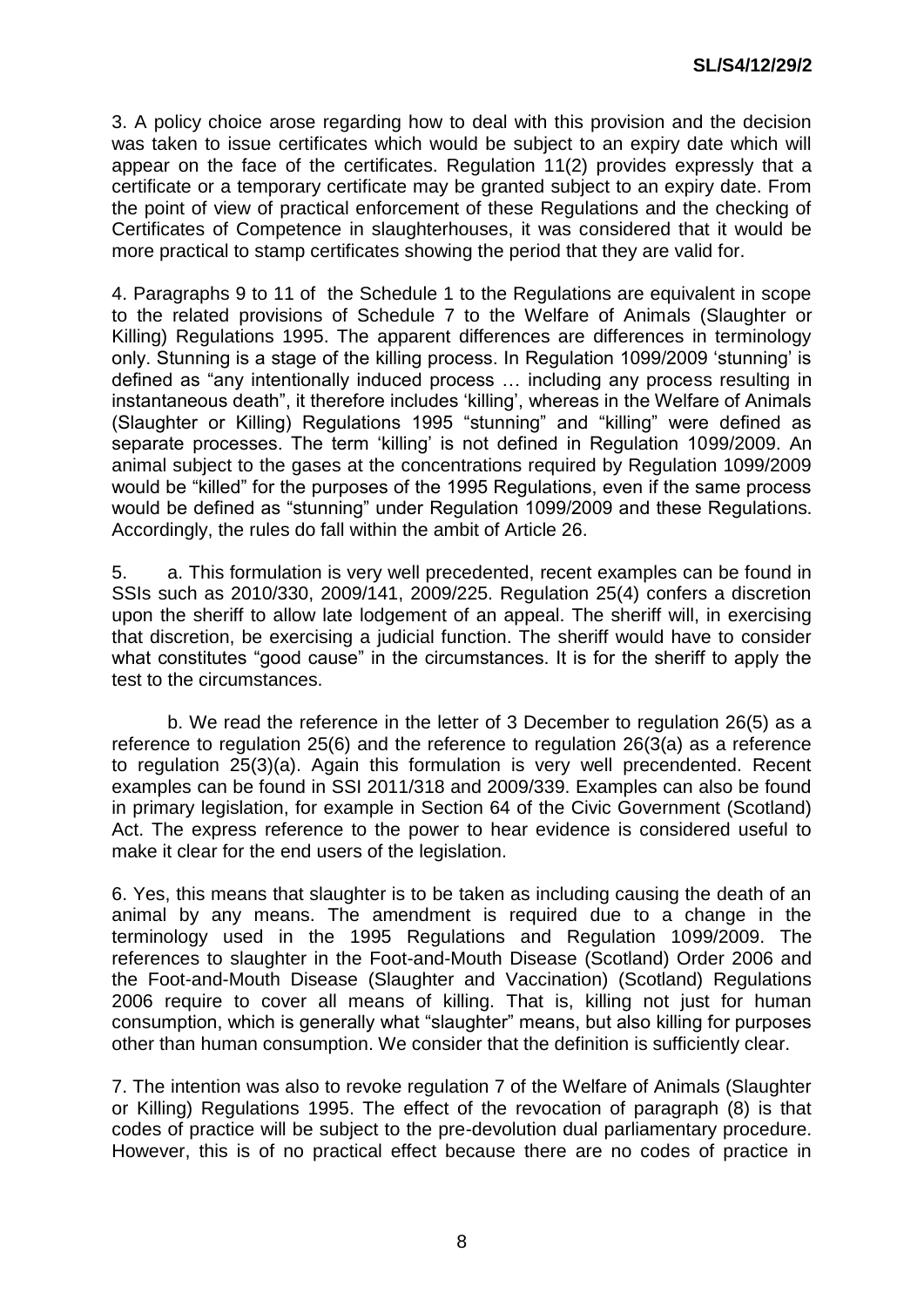3. A policy choice arose regarding how to deal with this provision and the decision was taken to issue certificates which would be subject to an expiry date which will appear on the face of the certificates. Regulation 11(2) provides expressly that a certificate or a temporary certificate may be granted subject to an expiry date. From the point of view of practical enforcement of these Regulations and the checking of Certificates of Competence in slaughterhouses, it was considered that it would be more practical to stamp certificates showing the period that they are valid for.

4. Paragraphs 9 to 11 of the Schedule 1 to the Regulations are equivalent in scope to the related provisions of Schedule 7 to the Welfare of Animals (Slaughter or Killing) Regulations 1995. The apparent differences are differences in terminology only. Stunning is a stage of the killing process. In Regulation 1099/2009 'stunning' is defined as "any intentionally induced process … including any process resulting in instantaneous death", it therefore includes 'killing', whereas in the Welfare of Animals (Slaughter or Killing) Regulations 1995 "stunning" and "killing" were defined as separate processes. The term 'killing' is not defined in Regulation 1099/2009. An animal subject to the gases at the concentrations required by Regulation 1099/2009 would be "killed" for the purposes of the 1995 Regulations, even if the same process would be defined as "stunning" under Regulation 1099/2009 and these Regulations. Accordingly, the rules do fall within the ambit of Article 26.

5. a. This formulation is very well precedented, recent examples can be found in SSIs such as 2010/330, 2009/141, 2009/225. Regulation 25(4) confers a discretion upon the sheriff to allow late lodgement of an appeal. The sheriff will, in exercising that discretion, be exercising a judicial function. The sheriff would have to consider what constitutes "good cause" in the circumstances. It is for the sheriff to apply the test to the circumstances.

b. We read the reference in the letter of 3 December to regulation 26(5) as a reference to regulation 25(6) and the reference to regulation 26(3(a) as a reference to regulation 25(3)(a). Again this formulation is very well precendented. Recent examples can be found in SSI 2011/318 and 2009/339. Examples can also be found in primary legislation, for example in Section 64 of the Civic Government (Scotland) Act. The express reference to the power to hear evidence is considered useful to make it clear for the end users of the legislation.

6. Yes, this means that slaughter is to be taken as including causing the death of an animal by any means. The amendment is required due to a change in the terminology used in the 1995 Regulations and Regulation 1099/2009. The references to slaughter in the Foot-and-Mouth Disease (Scotland) Order 2006 and the Foot-and-Mouth Disease (Slaughter and Vaccination) (Scotland) Regulations 2006 require to cover all means of killing. That is, killing not just for human consumption, which is generally what "slaughter" means, but also killing for purposes other than human consumption. We consider that the definition is sufficiently clear.

7. The intention was also to revoke regulation 7 of the Welfare of Animals (Slaughter or Killing) Regulations 1995. The effect of the revocation of paragraph (8) is that codes of practice will be subject to the pre-devolution dual parliamentary procedure. However, this is of no practical effect because there are no codes of practice in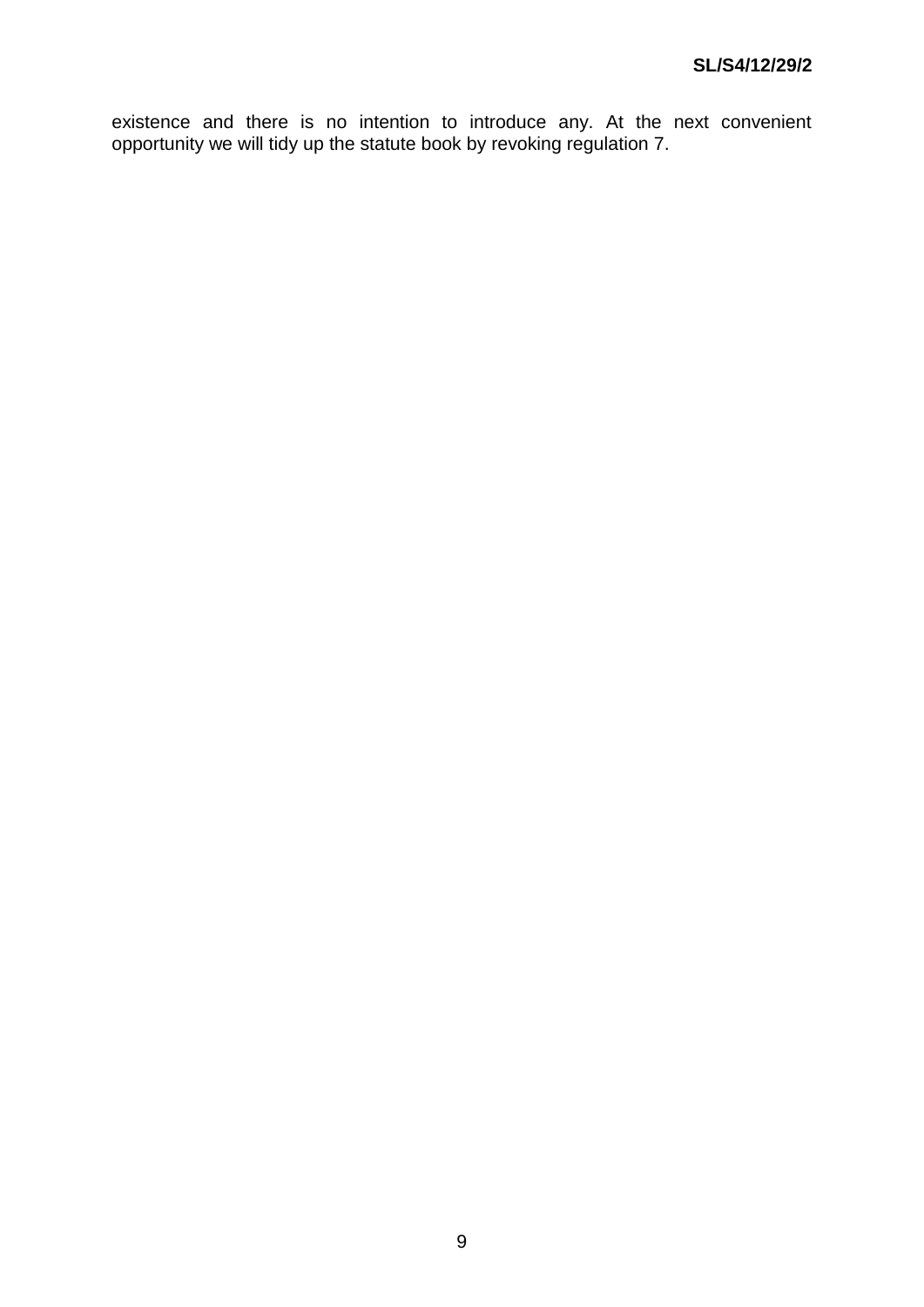existence and there is no intention to introduce any. At the next convenient opportunity we will tidy up the statute book by revoking regulation 7.